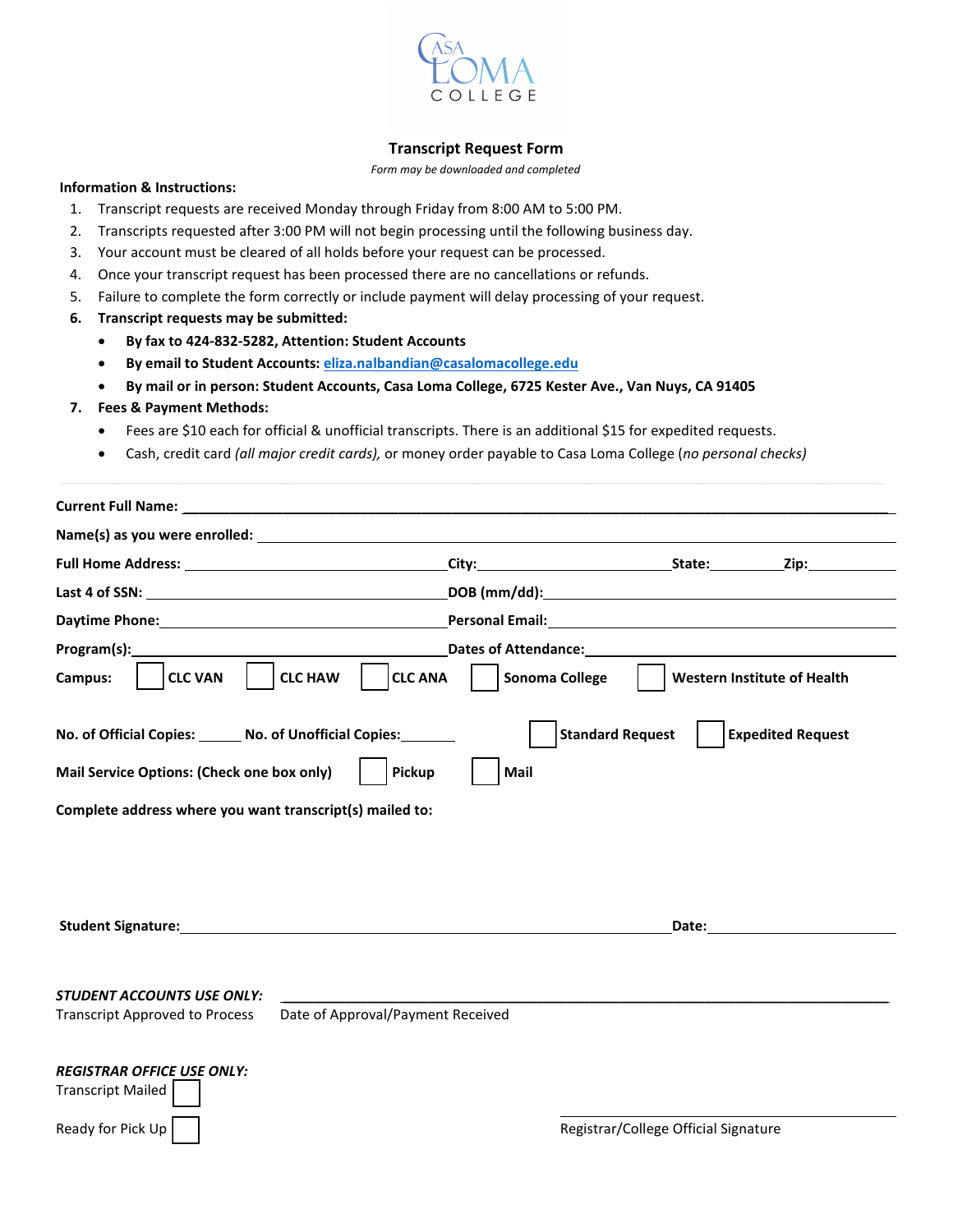CASA LOMA COLLEGE

# Transcript Request Form

*Form may be downloaded and completed*

**Information & Instructions:**

1. Transcript requests are received Monday through Friday from 8:00 AM to 5:00 PM.
2. Transcripts requested after 3:00 PM will not begin processing until the following business day.
3. Your account must be cleared of all holds before your request can be processed.
4. Once your transcript request has been processed there are no cancellations or refunds.
5. Failure to complete the form correctly or include payment will delay processing of your request.
6. **Transcript requests may be submitted:**
   - **By fax to 424-832-5282, Attention: Student Accounts**
   - **By email to Student Accounts: eliza.nalbandian@casalomacollege.edu**
   - **By mail or in person: Student Accounts, Casa Loma College, 6725 Kester Ave., Van Nuys, CA 91405**
7. **Fees & Payment Methods:**
   - Fees are $10 each for official & unofficial transcripts. There is an additional $15 for expedited requests.
   - Cash, credit card *(all major credit cards),* or money order payable to Casa Loma College (*no personal checks)*

---

**Current Full Name:** ______________________________

**Name(s) as you were enrolled:** ______________________________

**Full Home Address:** ____________________ **City:** ____________________ **State:** ________ **Zip:** ________

**Last 4 of SSN:** ____________________ **DOB (mm/dd):** ____________________

**Daytime Phone:** ____________________ **Personal Email:** ____________________

**Program(s):** ____________________ **Dates of Attendance:** ____________________

**Campus:** ☐ **CLC VAN** ☐ **CLC HAW** ☐ **CLC ANA** ☐ **Sonoma College** ☐ **Western Institute of Health**

**No. of Official Copies:** ______ **No. of Unofficial Copies:** ______ ☐ **Standard Request** ☐ **Expedited Request**

**Mail Service Options: (Check one box only)** ☐ **Pickup** ☐ **Mail**

**Complete address where you want transcript(s) mailed to:**

**Student Signature:** ______________________________ **Date:** ____________________

***STUDENT ACCOUNTS USE ONLY:*** ______________________________

Transcript Approved to Process Date of Approval/Payment Received

***REGISTRAR OFFICE USE ONLY:***

Transcript Mailed ☐

Ready for Pick Up ☐

______________________________

Registrar/College Official Signature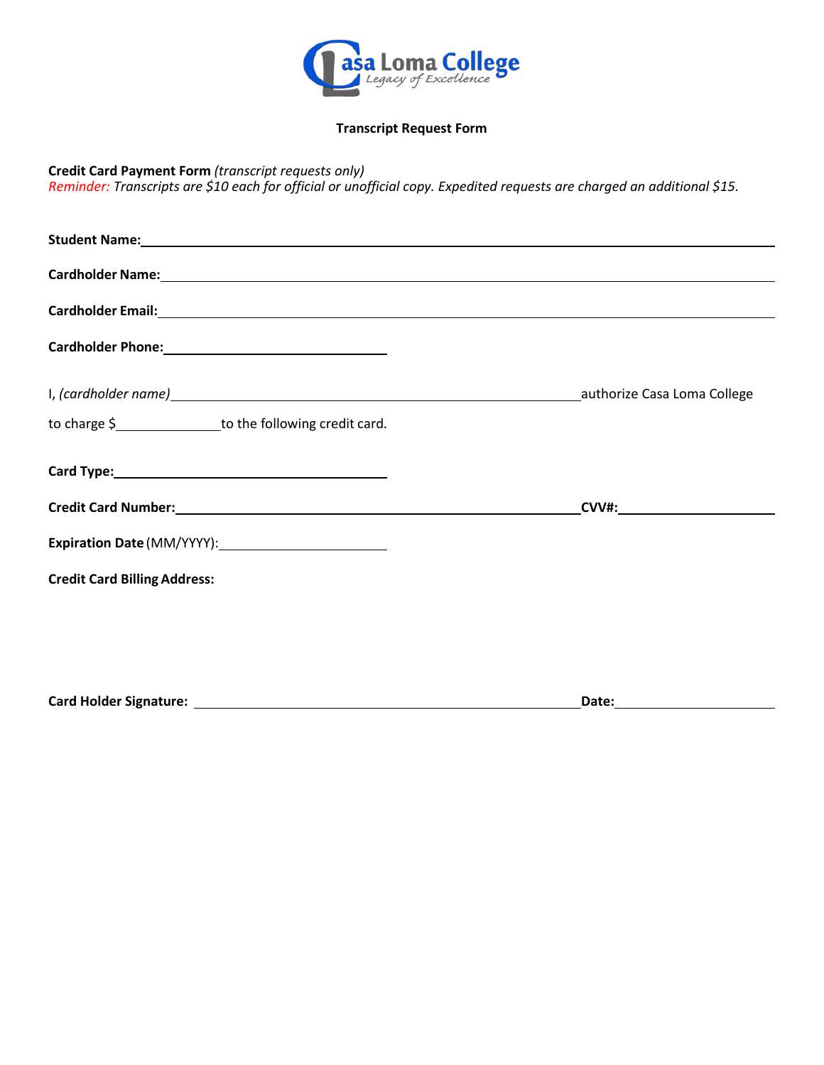Casa Loma College
Legacy of Excellence

# Transcript Request Form

**Credit Card Payment Form** *(transcript requests only)*
*Reminder: Transcripts are $10 each for official or unofficial copy. Expedited requests are charged an additional $15.*

**Student Name:** ______________________________

**Cardholder Name:** ______________________________

**Cardholder Email:** ______________________________

**Cardholder Phone:** ______________________________

I, *(cardholder name)* ______________________________ authorize Casa Loma College to charge $__________ to the following credit card.

**Card Type:** ______________________________

**Credit Card Number:** ______________________________ **CVV#:** __________

**Expiration Date** (MM/YYYY): __________

**Credit Card Billing Address:**

**Card Holder Signature:** ______________________________ **Date:** __________